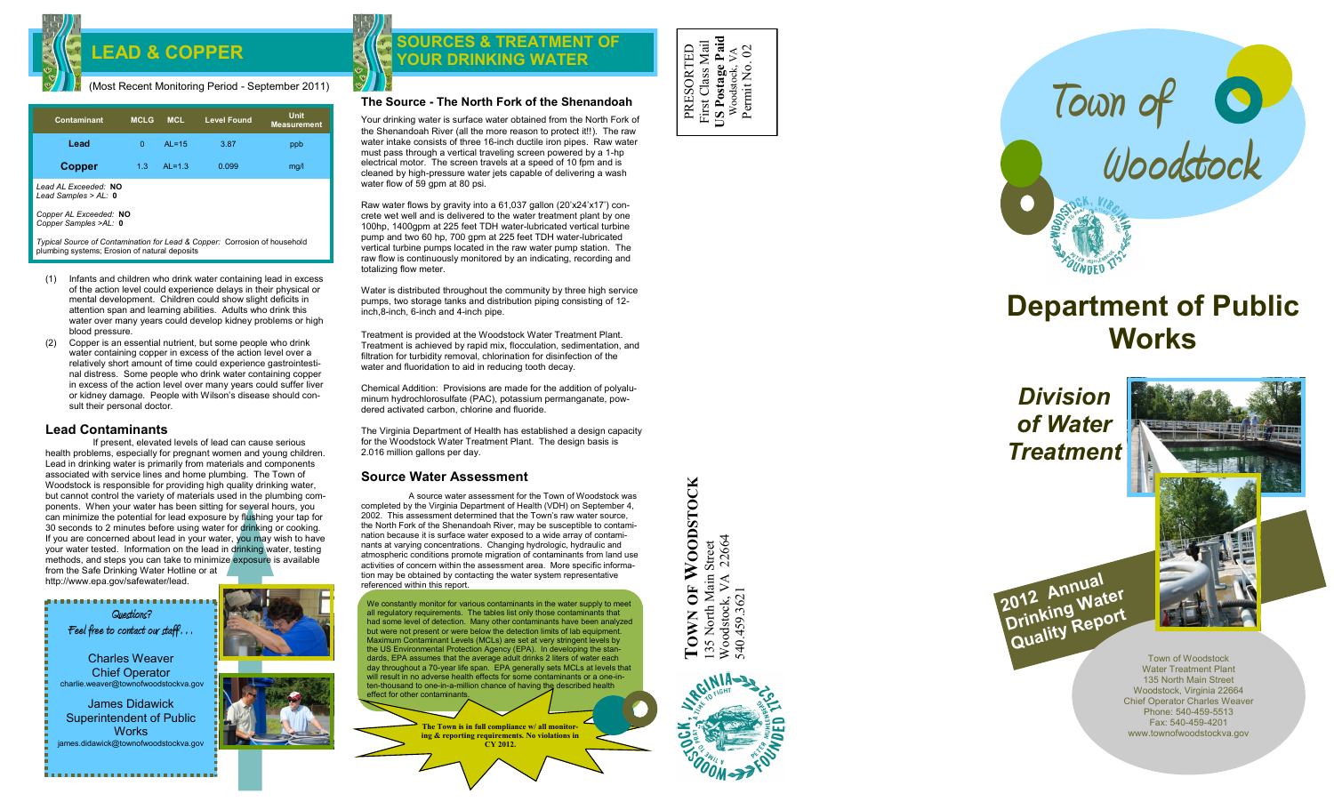## LEAD & COPPER

(Most Recent Monitoring Period - September 2011)

| Contaminant | MCLG | MCL | Level Found | Unit Measurement |
|---|---|---|---|---|
| Lead | 0 | AL=15 | 3.87 | ppb |
| Copper | 1.3 | AL=1.3 | 0.099 | mg/l |

*Lead AL Exceeded:* **NO**
*Lead Samples > AL:* **0**

*Copper AL Exceeded:* **NO**
*Copper Samples >AL:* **0**

*Typical Source of Contamination for Lead & Copper:* Corrosion of household plumbing systems; Erosion of natural deposits

(1) Infants and children who drink water containing lead in excess of the action level could experience delays in their physical or mental development. Children could show slight deficits in attention span and learning abilities. Adults who drink this water over many years could develop kidney problems or high blood pressure.

(2) Copper is an essential nutrient, but some people who drink water containing copper in excess of the action level over a relatively short amount of time could experience gastrointestinal distress. Some people who drink water containing copper in excess of the action level over many years could suffer liver or kidney damage. People with Wilson's disease should consult their personal doctor.

### Lead Contaminants

If present, elevated levels of lead can cause serious health problems, especially for pregnant women and young children. Lead in drinking water is primarily from materials and components associated with service lines and home plumbing. The Town of Woodstock is responsible for providing high quality drinking water, but cannot control the variety of materials used in the plumbing components. When your water has been sitting for several hours, you can minimize the potential for lead exposure by flushing your tap for 30 seconds to 2 minutes before using water for drinking or cooking. If you are concerned about lead in your water, you may wish to have your water tested. Information on the lead in drinking water, testing methods, and steps you can take to minimize exposure is available from the Safe Drinking Water Hotline or at http://www.epa.gov/safewater/lead.

*Questions?*
*Feel free to contact our staff . . .*

Charles Weaver
Chief Operator
charlie.weaver@townofwoodstockva.gov

James Didawick
Superintendent of Public Works
james.didawick@townofwoodstockva.gov

## SOURCES & TREATMENT OF YOUR DRINKING WATER

### The Source - The North Fork of the Shenandoah

Your drinking water is surface water obtained from the North Fork of the Shenandoah River (all the more reason to protect it!!). The raw water intake consists of three 16-inch ductile iron pipes. Raw water must pass through a vertical traveling screen powered by a 1-hp electrical motor. The screen travels at a speed of 10 fpm and is cleaned by high-pressure water jets capable of delivering a wash water flow of 59 gpm at 80 psi.

Raw water flows by gravity into a 61,037 gallon (20'x24'x17') concrete wet well and is delivered to the water treatment plant by one 100hp, 1400gpm at 225 feet TDH water-lubricated vertical turbine pump and two 60 hp, 700 gpm at 225 feet TDH water-lubricated vertical turbine pumps located in the raw water pump station. The raw flow is continuously monitored by an indicating, recording and totalizing flow meter.

Water is distributed throughout the community by three high service pumps, two storage tanks and distribution piping consisting of 12-inch,8-inch, 6-inch and 4-inch pipe.

Treatment is provided at the Woodstock Water Treatment Plant. Treatment is achieved by rapid mix, flocculation, sedimentation, and filtration for turbidity removal, chlorination for disinfection of the water and fluoridation to aid in reducing tooth decay.

Chemical Addition: Provisions are made for the addition of polyaluminum hydrochlorosulfate (PAC), potassium permanganate, powdered activated carbon, chlorine and fluoride.

The Virginia Department of Health has established a design capacity for the Woodstock Water Treatment Plant. The design basis is 2.016 million gallons per day.

### Source Water Assessment

A source water assessment for the Town of Woodstock was completed by the Virginia Department of Health (VDH) on September 4, 2002. This assessment determined that the Town's raw water source, the North Fork of the Shenandoah River, may be susceptible to contamination because it is surface water exposed to a wide array of contaminants at varying concentrations. Changing hydrologic, hydraulic and atmospheric conditions promote migration of contaminants from land use activities of concern within the assessment area. More specific information may be obtained by contacting the water system representative referenced within this report.

We constantly monitor for various contaminants in the water supply to meet all regulatory requirements. The tables list only those contaminants that had some level of detection. Many other contaminants have been analyzed but were not present or were below the detection limits of lab equipment. Maximum Contaminant Levels (MCLs) are set at very stringent levels by the US Environmental Protection Agency (EPA). In developing the standards, EPA assumes that the average adult drinks 2 liters of water each day throughout a 70-year life span. EPA generally sets MCLs at levels that will result in no adverse health effects for some contaminants or a one-in-ten-thousand to one-in-a-million chance of having the described health effect for other contaminants.

**The Town is in full compliance w/ all monitoring & reporting requirements. No violations in CY 2012.**

PRESORTED
First Class Mail
**US Postage Paid**
Woodstock, VA
Permit No. 02

**TOWN OF WOODSTOCK**
135 North Main Street
Woodstock, VA 22664
540.459.3621

# Town of Woodstock

# Department of Public Works

## *Division of Water Treatment*

**2012 Annual Drinking Water Quality Report**

Town of Woodstock
Water Treatment Plant
135 North Main Street
Woodstock, Virginia 22664
Chief Operator Charles Weaver
Phone: 540-459-5513
Fax: 540-459-4201
www.townofwoodstockva.gov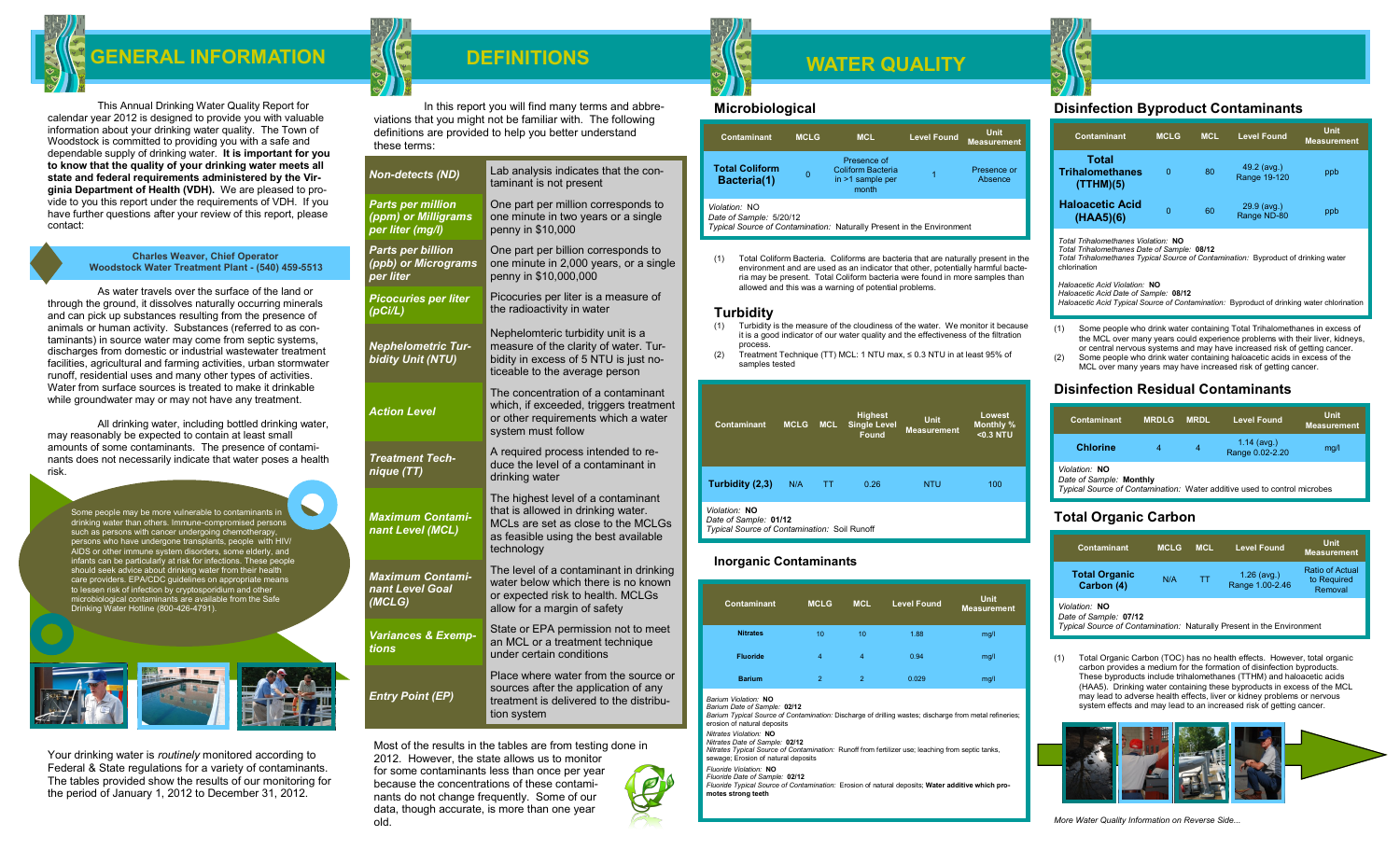# GENERAL INFORMATION

This Annual Drinking Water Quality Report for calendar year 2012 is designed to provide you with valuable information about your drinking water quality. The Town of Woodstock is committed to providing you with a safe and dependable supply of drinking water. **It is important for you to know that the quality of your drinking water meets all state and federal requirements administered by the Virginia Department of Health (VDH).** We are pleased to provide you to this report under the requirements of VDH. If you have further questions after your review of this report, please contact:

**Charles Weaver, Chief Operator**
**Woodstock Water Treatment Plant - (540) 459-5513**

As water travels over the surface of the land or through the ground, it dissolves naturally occurring minerals and can pick up substances resulting from the presence of animals or human activity. Substances (referred to as contaminants) in source water may come from septic systems, discharges from domestic or industrial wastewater treatment facilities, agricultural and farming activities, urban stormwater runoff, residential uses and many other types of activities. Water from surface sources is treated to make it drinkable while groundwater may or may not have any treatment.

All drinking water, including bottled drinking water, may reasonably be expected to contain at least small amounts of some contaminants. The presence of contaminants does not necessarily indicate that water poses a health risk.

Some people may be more vulnerable to contaminants in drinking water than others. Immune-compromised persons such as persons with cancer undergoing chemotherapy, persons who have undergone transplants, people with HIV/AIDS or other immune system disorders, some elderly, and infants can be particularly at risk for infections. These people should seek advice about drinking water from their health care providers. EPA/CDC guidelines on appropriate means to lessen risk of infection by cryptosporidium and other microbiological contaminants are available from the Safe Drinking Water Hotline (800-426-4791).

Your drinking water is *routinely* monitored according to Federal & State regulations for a variety of contaminants. The tables provided show the results of our monitoring for the period of January 1, 2012 to December 31, 2012.

# DEFINITIONS

In this report you will find many terms and abbreviations that you might not be familiar with. The following definitions are provided to help you better understand these terms:

| | |
|---|---|
| *Non-detects (ND)* | Lab analysis indicates that the contaminant is not present |
| *Parts per million (ppm) or Milligrams per liter (mg/l)* | One part per million corresponds to one minute in two years or a single penny in $10,000 |
| *Parts per billion (ppb) or Micrograms per liter* | One part per billion corresponds to one minute in 2,000 years, or a single penny in $10,000,000 |
| *Picocuries per liter (pCi/L)* | Picocuries per liter is a measure of the radioactivity in water |
| *Nephelometric Turbidity Unit (NTU)* | Nephelomteric turbidity unit is a measure of the clarity of water. Turbidity in excess of 5 NTU is just noticeable to the average person |
| *Action Level* | The concentration of a contaminant which, if exceeded, triggers treatment or other requirements which a water system must follow |
| *Treatment Technique (TT)* | A required process intended to reduce the level of a contaminant in drinking water |
| *Maximum Contaminant Level (MCL)* | The highest level of a contaminant that is allowed in drinking water. MCLs are set as close to the MCLGs as feasible using the best available technology |
| *Maximum Contaminant Level Goal (MCLG)* | The level of a contaminant in drinking water below which there is no known or expected risk to health. MCLGs allow for a margin of safety |
| *Variances & Exemptions* | State or EPA permission not to meet an MCL or a treatment technique under certain conditions |
| *Entry Point (EP)* | Place where water from the source or sources after the application of any treatment is delivered to the distribution system |

Most of the results in the tables are from testing done in 2012. However, the state allows us to monitor for some contaminants less than once per year because the concentrations of these contaminants do not change frequently. Some of our data, though accurate, is more than one year old.

# WATER QUALITY

## Microbiological

| Contaminant | MCLG | MCL | Level Found | Unit Measurement |
|---|---|---|---|---|
| **Total Coliform Bacteria(1)** | 0 | Presence of Coliform Bacteria in >1 sample per month | 1 | Presence or Absence |

*Violation:* NO
*Date of Sample:* 5/20/12
*Typical Source of Contamination:* Naturally Present in the Environment

(1) Total Coliform Bacteria. Coliforms are bacteria that are naturally present in the environment and are used as an indicator that other, potentially harmful bacteria may be present. Total Coliform bacteria were found in more samples than allowed and this was a warning of potential problems.

## Turbidity

(1) Turbidity is the measure of the cloudiness of the water. We monitor it because it is a good indicator of our water quality and the effectiveness of the filtration process.
(2) Treatment Technique (TT) MCL: 1 NTU max, ≤ 0.3 NTU in at least 95% of samples tested

| Contaminant | MCLG | MCL | Highest Single Level Found | Unit Measurement | Lowest Monthly % <0.3 NTU |
|---|---|---|---|---|---|
| **Turbidity (2,3)** | N/A | TT | 0.26 | NTU | 100 |

*Violation:* **NO**
*Date of Sample:* **01/12**
*Typical Source of Contamination:* Soil Runoff

## Inorganic Contaminants

| Contaminant | MCLG | MCL | Level Found | Unit Measurement |
|---|---|---|---|---|
| **Nitrates** | 10 | 10 | 1.88 | mg/l |
| **Fluoride** | 4 | 4 | 0.94 | mg/l |
| **Barium** | 2 | 2 | 0.029 | mg/l |

*Barium Violation:* **NO**
*Barium Date of Sample:* **02/12**
*Barium Typical Source of Contamination:* Discharge of drilling wastes; discharge from metal refineries; erosion of natural deposits
*Nitrates Violation:* **NO**
*Nitrates Date of Sample:* **02/12**
*Nitrates Typical Source of Contamination:* Runoff from fertilizer use; leaching from septic tanks, sewage; Erosion of natural deposits
*Fluoride Violation:* **NO**
*Fluoride Date of Sample:* **02/12**
*Fluoride Typical Source of Contamination:* Erosion of natural deposits; **Water additive which promotes strong teeth**

## Disinfection Byproduct Contaminants

| Contaminant | MCLG | MCL | Level Found | Unit Measurement |
|---|---|---|---|---|
| **Total Trihalomethanes (TTHM)(5)** | 0 | 80 | 49.2 (avg.) Range 19-120 | ppb |
| **Haloacetic Acid (HAA5)(6)** | 0 | 60 | 29.9 (avg.) Range ND-80 | ppb |

*Total Trihalomethanes Violation:* **NO**
*Total Trihalomethanes Date of Sample:* **08/12**
*Total Trihalomethanes Typical Source of Contamination:* Byproduct of drinking water chlorination

*Haloacetic Acid Violation:* **NO**
*Haloacetic Acid Date of Sample:* **08/12**
*Haloacetic Acid Typical Source of Contamination:* Byproduct of drinking water chlorination

(1) Some people who drink water containing Total Trihalomethanes in excess of the MCL over many years could experience problems with their liver, kidneys, or central nervous systems and may have increased risk of getting cancer.
(2) Some people who drink water containing haloacetic acids in excess of the MCL over many years may have increased risk of getting cancer.

## Disinfection Residual Contaminants

| Contaminant | MRDLG | MRDL | Level Found | Unit Measurement |
|---|---|---|---|---|
| **Chlorine** | 4 | 4 | 1.14 (avg.) Range 0.02-2.20 | mg/l |

*Violation:* **NO**
*Date of Sample:* **Monthly**
*Typical Source of Contamination:* Water additive used to control microbes

## Total Organic Carbon

| Contaminant | MCLG | MCL | Level Found | Unit Measurement |
|---|---|---|---|---|
| **Total Organic Carbon (4)** | N/A | TT | 1.26 (avg.) Range 1.00-2.46 | Ratio of Actual to Required Removal |

*Violation:* **NO**
*Date of Sample:* **07/12**
*Typical Source of Contamination:* Naturally Present in the Environment

(1) Total Organic Carbon (TOC) has no health effects. However, total organic carbon provides a medium for the formation of disinfection byproducts. These byproducts include trihalomethanes (TTHM) and haloacetic acids (HAA5). Drinking water containing these byproducts in excess of the MCL may lead to adverse health effects, liver or kidney problems or nervous system effects and may lead to an increased risk of getting cancer.

*More Water Quality Information on Reverse Side...*